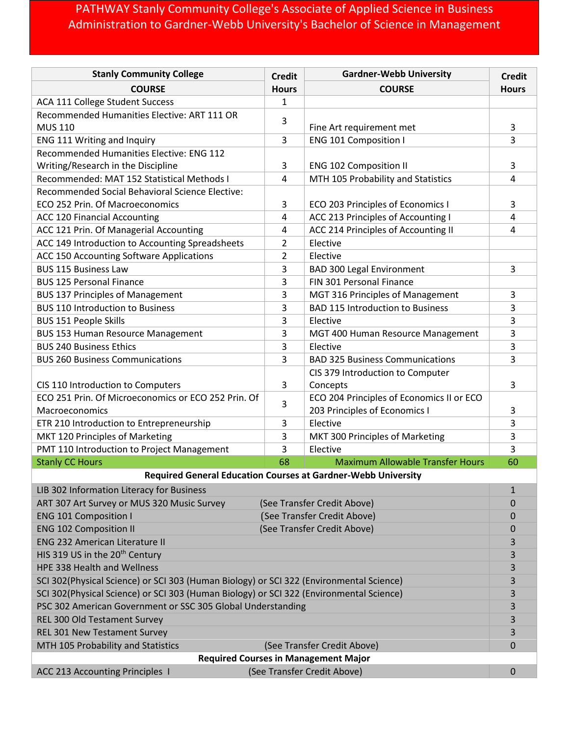# PATHWAY Stanly Community College's Associate of Applied Science in Business Administration to Gardner-Webb University's Bachelor of Science in Management

| Stanly Community College COURSE | Credit Hours | Gardner-Webb University COURSE | Credit Hours |
|---|---|---|---|
| ACA 111 College Student Success | 1 | | |
| Recommended Humanities Elective: ART 111 OR MUS 110 | 3 | Fine Art requirement met | 3 |
| ENG 111 Writing and Inquiry | 3 | ENG 101 Composition I | 3 |
| Recommended Humanities Elective: ENG 112 Writing/Research in the Discipline | 3 | ENG 102 Composition II | 3 |
| Recommended: MAT 152 Statistical Methods I | 4 | MTH 105 Probability and Statistics | 4 |
| Recommended Social Behavioral Science Elective: ECO 252 Prin. Of Macroeconomics | 3 | ECO 203 Principles of Economics I | 3 |
| ACC 120 Financial Accounting | 4 | ACC 213 Principles of Accounting I | 4 |
| ACC 121 Prin. Of Managerial Accounting | 4 | ACC 214 Principles of Accounting II | 4 |
| ACC 149 Introduction to Accounting Spreadsheets | 2 | Elective | |
| ACC 150 Accounting Software Applications | 2 | Elective | |
| BUS 115 Business Law | 3 | BAD 300 Legal Environment | 3 |
| BUS 125 Personal Finance | 3 | FIN 301 Personal Finance | |
| BUS 137 Principles of Management | 3 | MGT 316 Principles of Management | 3 |
| BUS 110 Introduction to Business | 3 | BAD 115 Introduction to Business | 3 |
| BUS 151 People Skills | 3 | Elective | 3 |
| BUS 153 Human Resource Management | 3 | MGT 400 Human Resource Management | 3 |
| BUS 240 Business Ethics | 3 | Elective | 3 |
| BUS 260 Business Communications | 3 | BAD 325 Business Communications | 3 |
| CIS 110 Introduction to Computers | 3 | CIS 379 Introduction to Computer Concepts | 3 |
| ECO 251 Prin. Of Microeconomics or ECO 252 Prin. Of Macroeconomics | 3 | ECO 204 Principles of Economics II or ECO 203 Principles of Economics I | 3 |
| ETR 210 Introduction to Entrepreneurship | 3 | Elective | 3 |
| MKT 120 Principles of Marketing | 3 | MKT 300 Principles of Marketing | 3 |
| PMT 110 Introduction to Project Management | 3 | Elective | 3 |
| Stanly CC Hours | 68 | Maximum Allowable Transfer Hours | 60 |

**Required General Education Courses at Gardner-Webb University**

| Course | | Credit Hours |
|---|---|---|
| LIB 302 Information Literacy for Business | | 1 |
| ART 307 Art Survey or MUS 320 Music Survey | (See Transfer Credit Above) | 0 |
| ENG 101 Composition I | (See Transfer Credit Above) | 0 |
| ENG 102 Composition II | (See Transfer Credit Above) | 0 |
| ENG 232 American Literature II | | 3 |
| HIS 319 US in the 20th Century | | 3 |
| HPE 338 Health and Wellness | | 3 |
| SCI 302(Physical Science) or SCI 303 (Human Biology) or SCI 322 (Environmental Science) | | 3 |
| SCI 302(Physical Science) or SCI 303 (Human Biology) or SCI 322 (Environmental Science) | | 3 |
| PSC 302 American Government or SSC 305 Global Understanding | | 3 |
| REL 300 Old Testament Survey | | 3 |
| REL 301 New Testament Survey | | 3 |
| MTH 105 Probability and Statistics | (See Transfer Credit Above) | 0 |

**Required Courses in Management Major**

| Course | | Credit Hours |
|---|---|---|
| ACC 213 Accounting Principles I | (See Transfer Credit Above) | 0 |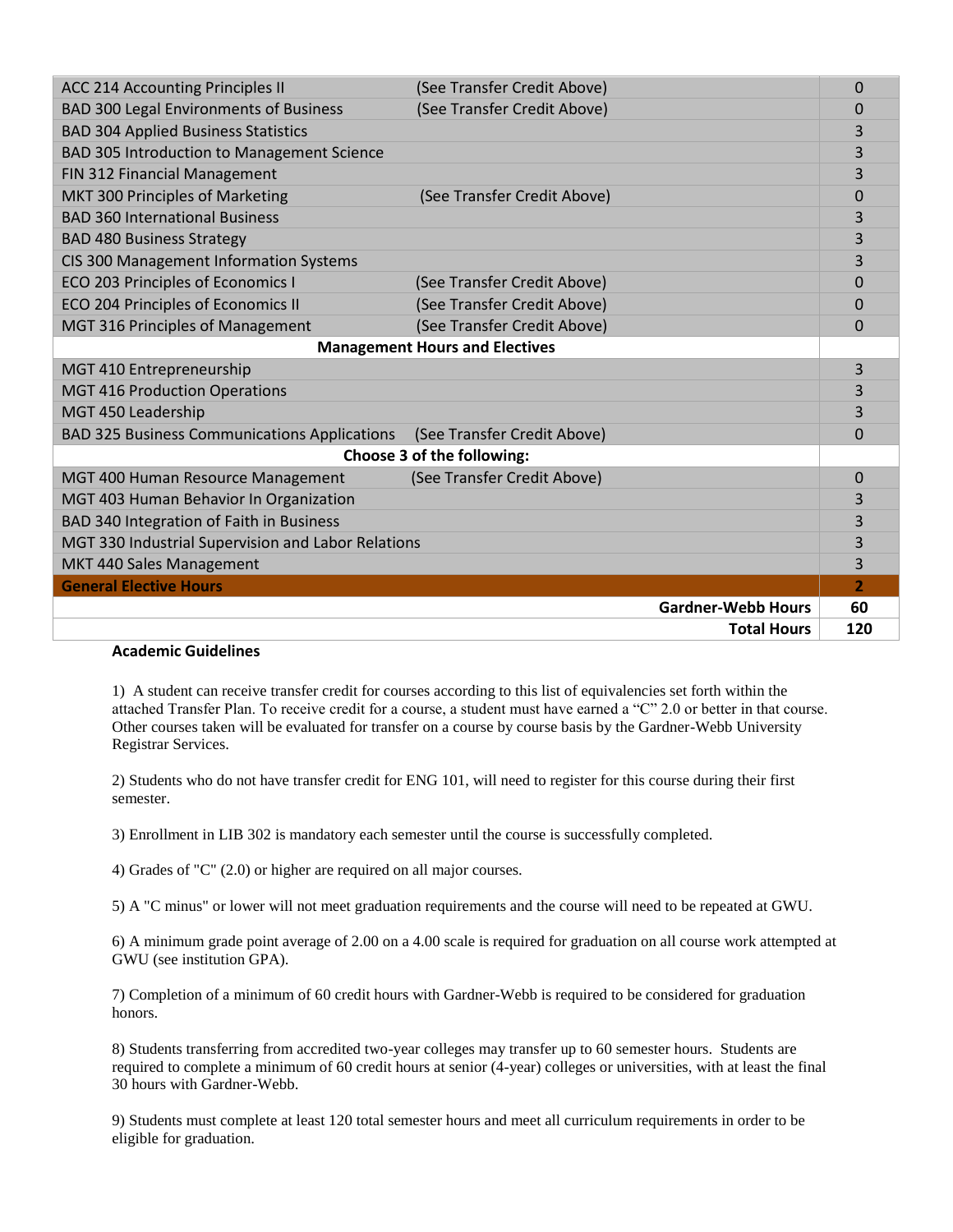| | | |
|---|---|---|
| ACC 214 Accounting Principles II | (See Transfer Credit Above) | 0 |
| BAD 300 Legal Environments of Business | (See Transfer Credit Above) | 0 |
| BAD 304 Applied Business Statistics | | 3 |
| BAD 305 Introduction to Management Science | | 3 |
| FIN 312 Financial Management | | 3 |
| MKT 300 Principles of Marketing | (See Transfer Credit Above) | 0 |
| BAD 360 International Business | | 3 |
| BAD 480 Business Strategy | | 3 |
| CIS 300 Management Information Systems | | 3 |
| ECO 203 Principles of Economics I | (See Transfer Credit Above) | 0 |
| ECO 204 Principles of Economics II | (See Transfer Credit Above) | 0 |
| MGT 316 Principles of Management | (See Transfer Credit Above) | 0 |
| **Management Hours and Electives** | | |
| MGT 410 Entrepreneurship | | 3 |
| MGT 416 Production Operations | | 3 |
| MGT 450 Leadership | | 3 |
| BAD 325 Business Communications Applications | (See Transfer Credit Above) | 0 |
| **Choose 3 of the following:** | | |
| MGT 400 Human Resource Management | (See Transfer Credit Above) | 0 |
| MGT 403 Human Behavior In Organization | | 3 |
| BAD 340 Integration of Faith in Business | | 3 |
| MGT 330 Industrial Supervision and Labor Relations | | 3 |
| MKT 440 Sales Management | | 3 |
| **General Elective Hours** | | **2** |
| | **Gardner-Webb Hours** | **60** |
| | **Total Hours** | **120** |

**Academic Guidelines**

1) A student can receive transfer credit for courses according to this list of equivalencies set forth within the attached Transfer Plan. To receive credit for a course, a student must have earned a "C" 2.0 or better in that course. Other courses taken will be evaluated for transfer on a course by course basis by the Gardner-Webb University Registrar Services.

2) Students who do not have transfer credit for ENG 101, will need to register for this course during their first semester.

3) Enrollment in LIB 302 is mandatory each semester until the course is successfully completed.

4) Grades of "C" (2.0) or higher are required on all major courses.

5) A "C minus" or lower will not meet graduation requirements and the course will need to be repeated at GWU.

6) A minimum grade point average of 2.00 on a 4.00 scale is required for graduation on all course work attempted at GWU (see institution GPA).

7) Completion of a minimum of 60 credit hours with Gardner-Webb is required to be considered for graduation honors.

8) Students transferring from accredited two-year colleges may transfer up to 60 semester hours. Students are required to complete a minimum of 60 credit hours at senior (4-year) colleges or universities, with at least the final 30 hours with Gardner-Webb.

9) Students must complete at least 120 total semester hours and meet all curriculum requirements in order to be eligible for graduation.